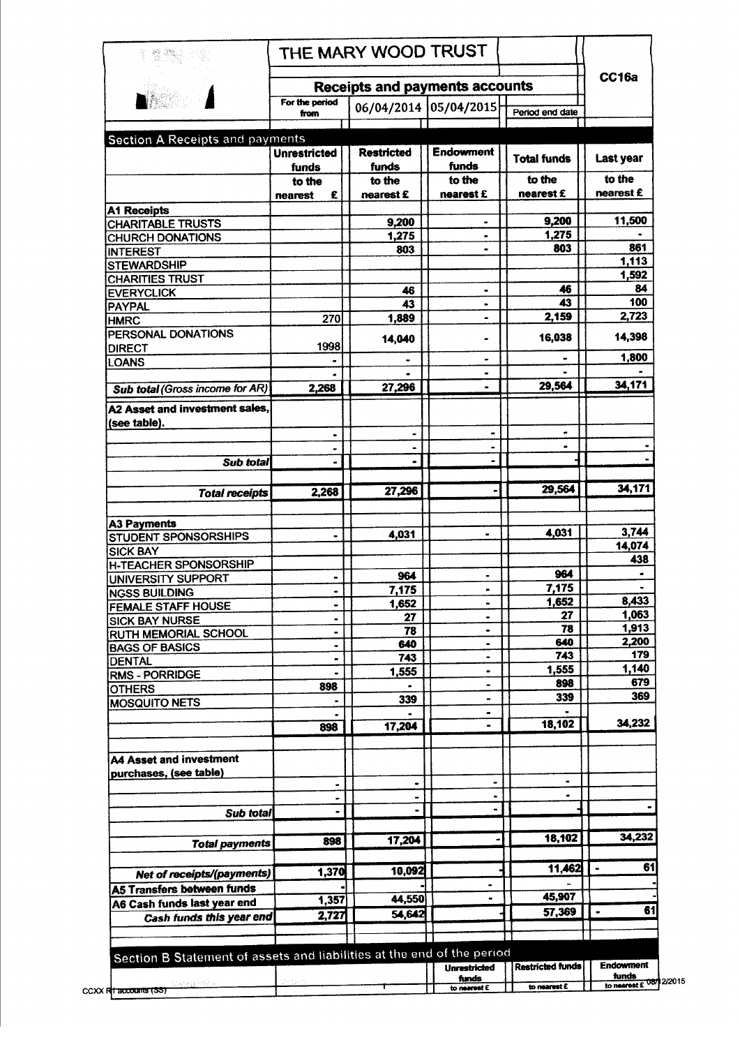# THE MARY WOOD TRUST

**CC16a**

## Receipts and payments accounts

| For the period from | 06/04/2014 | 05/04/2015 | Period end date |
|---|---|---|---|

## Section A Receipts and payments

| | Unrestricted funds | Restricted funds | Endowment funds | Total funds | Last year |
|---|---|---|---|---|---|
| | to the nearest £ | to the nearest £ | to the nearest £ | to the nearest £ | to the nearest £ |
| **A1 Receipts** | | | | | |
| CHARITABLE TRUSTS | | 9,200 | - | 9,200 | 11,500 |
| CHURCH DONATIONS | | 1,275 | - | 1,275 | - |
| INTEREST | | 803 | - | 803 | 861 |
| STEWARDSHIP | | | | | 1,113 |
| CHARITIES TRUST | | | | | 1,592 |
| EVERYCLICK | | 46 | - | 46 | 84 |
| PAYPAL | | 43 | - | 43 | 100 |
| HMRC | 270 | 1,889 | - | 2,159 | 2,723 |
| PERSONAL DONATIONS DIRECT | 1998 | 14,040 | - | 16,038 | 14,398 |
| LOANS | - | - | - | - | 1,800 |
| | - | - | - | - | - |
| *Sub total (Gross income for AR)* | 2,268 | 27,296 | - | 29,564 | 34,171 |
| **A2 Asset and investment sales, (see table).** | | | | | |
| | - | - | - | - | |
| | - | - | - | - | - |
| *Sub total* | - | - | - | - | - |
| *Total receipts* | 2,268 | 27,296 | - | 29,564 | 34,171 |
| **A3 Payments** | | | | | |
| STUDENT SPONSORSHIPS | - | 4,031 | - | 4,031 | 3,744 |
| SICK BAY | | | | | 14,074 |
| H-TEACHER SPONSORSHIP | | | | | 438 |
| UNIVERSITY SUPPORT | - | 964 | - | 964 | - |
| NGSS BUILDING | - | 7,175 | - | 7,175 | - |
| FEMALE STAFF HOUSE | - | 1,652 | - | 1,652 | 8,433 |
| SICK BAY NURSE | - | 27 | - | 27 | 1,063 |
| RUTH MEMORIAL SCHOOL | - | 78 | - | 78 | 1,913 |
| BAGS OF BASICS | - | 640 | - | 640 | 2,200 |
| DENTAL | - | 743 | - | 743 | 179 |
| RMS - PORRIDGE | - | 1,555 | - | 1,555 | 1,140 |
| OTHERS | 898 | - | - | 898 | 679 |
| MOSQUITO NETS | - | 339 | - | 339 | 369 |
| | - | - | - | - | |
| | 898 | 17,204 | - | 18,102 | 34,232 |
| **A4 Asset and investment purchases, (see table)** | | | | | |
| | - | - | - | - | |
| | - | - | - | - | |
| *Sub total* | - | - | - | - | - |
| *Total payments* | 898 | 17,204 | - | 18,102 | 34,232 |
| *Net of receipts/(payments)* | 1,370 | 10,092 | - | 11,462 | - 61 |
| **A5 Transfers between funds** | - | - | - | - | - |
| **A6 Cash funds last year end** | 1,357 | 44,550 | - | 45,907 | - |
| *Cash funds this year end* | 2,727 | 54,642 | - | 57,369 | - 61 |

## Section B Statement of assets and liabilities at the end of the period

| | | Unrestricted funds | Restricted funds | Endowment funds |
|---|---|---|---|---|
| | | to nearest £ | to nearest £ | to nearest £ |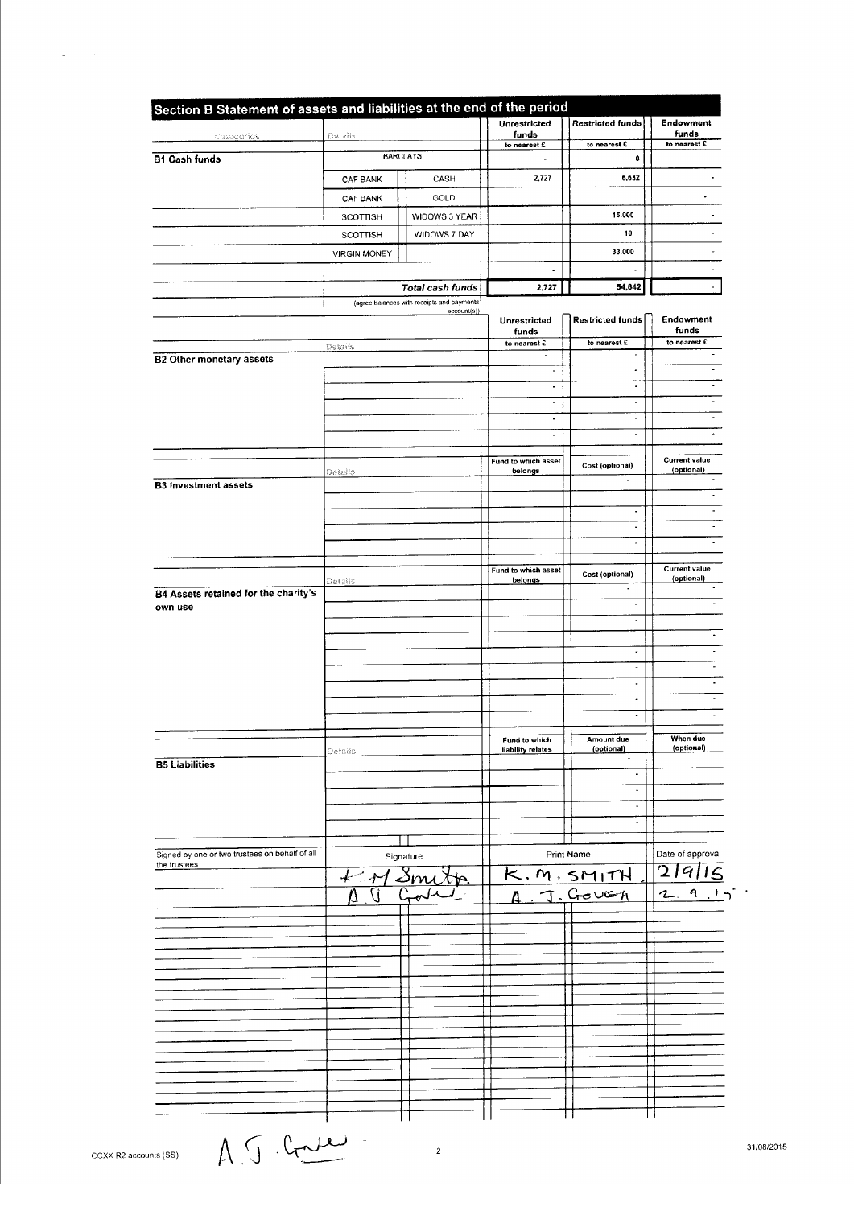## Section B Statement of assets and liabilities at the end of the period

| Categories | Details | | Unrestricted funds to nearest £ | Restricted funds to nearest £ | Endowment funds to nearest £ |
|---|---|---|---|---|---|
| **B1 Cash funds** | BARCLAYS | | - | 0 | - |
| | CAF BANK | CASH | 2,727 | 5,632 | - |
| | CAF BANK | GOLD | | | - |
| | SCOTTISH | WIDOWS 3 YEAR | | 15,000 | - |
| | SCOTTISH | WIDOWS 7 DAY | | 10 | - |
| | VIRGIN MONEY | | | 33,000 | - |
| | | | - | - | - |
| | | ***Total cash funds*** | 2,727 | 54,642 | - |
| | (agree balances with receipts and payments account(s)) | | | | |

| | Details | Unrestricted funds to nearest £ | Restricted funds to nearest £ | Endowment funds to nearest £ |
|---|---|---|---|---|
| **B2 Other monetary assets** | | - | - | - |
| | | - | - | - |
| | | - | - | - |
| | | - | - | - |
| | | - | - | - |
| | | - | - | - |

| | Details | Fund to which asset belongs | Cost (optional) | Current value (optional) |
|---|---|---|---|---|
| **B3 Investment assets** | | | - | - |
| | | | - | - |
| | | | - | - |
| | | | - | - |
| | | | - | - |

| | Details | Fund to which asset belongs | Cost (optional) | Current value (optional) |
|---|---|---|---|---|
| **B4 Assets retained for the charity's own use** | | | - | - |
| | | | - | - |
| | | | - | - |
| | | | - | - |
| | | | - | - |
| | | | - | - |
| | | | - | - |
| | | | - | - |
| | | | - | - |

| | Details | Fund to which liability relates | Amount due (optional) | When due (optional) |
|---|---|---|---|---|
| **B5 Liabilities** | | | - | |
| | | | - | |
| | | | - | |
| | | | - | |
| | | | - | |

| Signed by one or two trustees on behalf of all the trustees | Signature | Print Name | Date of approval |
|---|---|---|---|
| | K M Smith | K. M. SMITH | 2/9/15 |
| | A J Gough | A. J. GOUGH | 2. 9. 15 |

A. J. Gough

CCXX R2 accounts (SS) 31/08/2015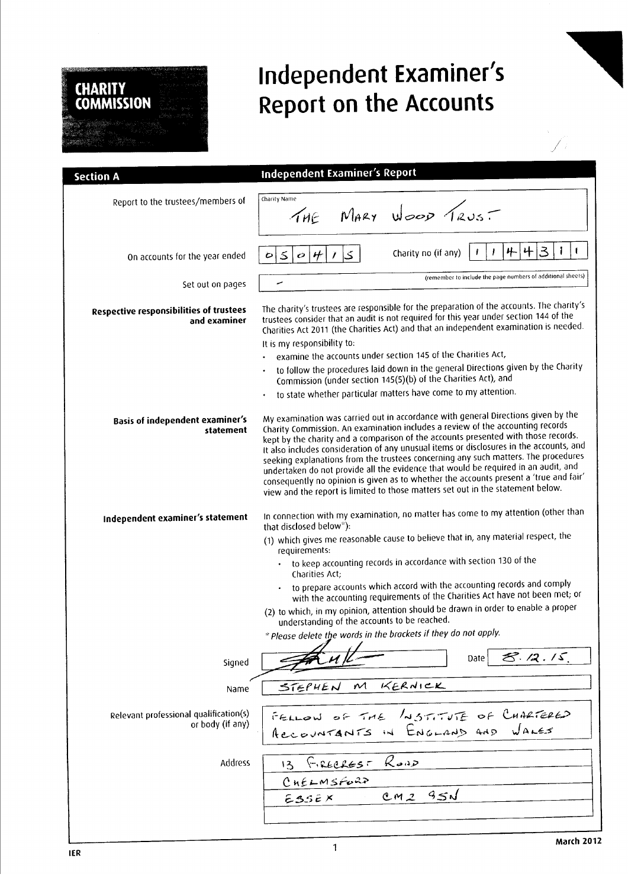**CHARITY COMMISSION**

# Independent Examiner's Report on the Accounts

## Section A — Independent Examiner's Report

| | |
|---|---|
| Report to the trustees/members of | Charity Name: THE MARY WOOD TRUST |
| On accounts for the year ended | 05/04/15 — Charity no (if any) 1144311 |
| Set out on pages | – (remember to include the page numbers of additional sheets) |

**Respective responsibilities of trustees and examiner**

The charity's trustees are responsible for the preparation of the accounts. The charity's trustees consider that an audit is not required for this year under section 144 of the Charities Act 2011 (the Charities Act) and that an independent examination is needed.

It is my responsibility to:

- examine the accounts under section 145 of the Charities Act,
- to follow the procedures laid down in the general Directions given by the Charity Commission (under section 145(5)(b) of the Charities Act), and
- to state whether particular matters have come to my attention.

**Basis of independent examiner's statement**

My examination was carried out in accordance with general Directions given by the Charity Commission. An examination includes a review of the accounting records kept by the charity and a comparison of the accounts presented with those records. It also includes consideration of any unusual items or disclosures in the accounts, and seeking explanations from the trustees concerning any such matters. The procedures undertaken do not provide all the evidence that would be required in an audit, and consequently no opinion is given as to whether the accounts present a 'true and fair' view and the report is limited to those matters set out in the statement below.

**Independent examiner's statement**

In connection with my examination, no matter has come to my attention (other than that disclosed below*):

(1) which gives me reasonable cause to believe that in, any material respect, the requirements:

- to keep accounting records in accordance with section 130 of the Charities Act;
- to prepare accounts which accord with the accounting records and comply with the accounting requirements of the Charities Act have not been met; or

(2) to which, in my opinion, attention should be drawn in order to enable a proper understanding of the accounts to be reached.

*\* Please delete the words in the brackets if they do not apply.*

| | |
|---|---|
| Signed | [signature] — Date 8.12.15. |
| Name | STEPHEN M KERNICK |
| Relevant professional qualification(s) or body (if any) | FELLOW OF THE INSTITUTE OF CHARTERED ACCOUNTANTS IN ENGLAND AND WALES |
| Address | 13 FIRECREST ROAD<br>CHELMSFORD<br>ESSEX CM2 9SN |

IER — March 2012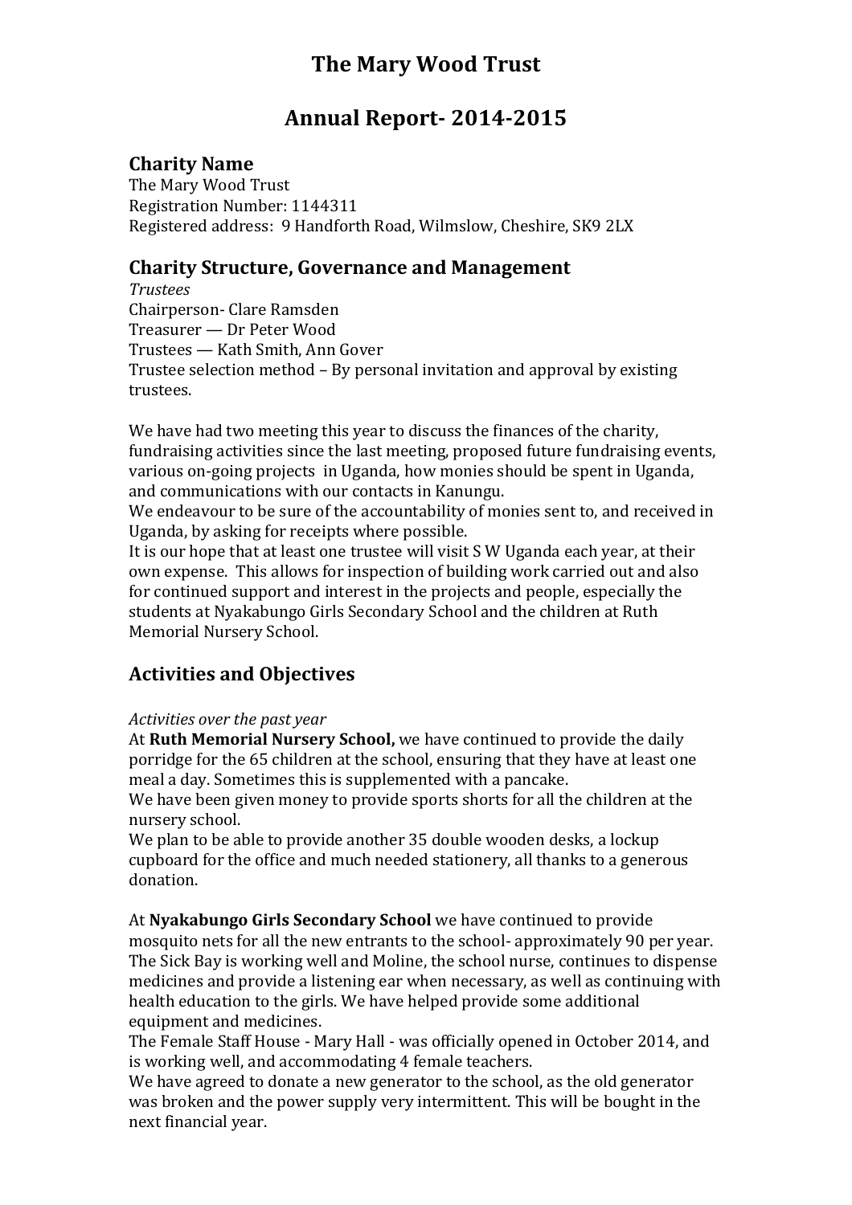# The Mary Wood Trust

# Annual Report- 2014-2015

## Charity Name

The Mary Wood Trust
Registration Number: 1144311
Registered address: 9 Handforth Road, Wilmslow, Cheshire, SK9 2LX

## Charity Structure, Governance and Management

*Trustees*
Chairperson- Clare Ramsden
Treasurer — Dr Peter Wood
Trustees — Kath Smith, Ann Gover
Trustee selection method – By personal invitation and approval by existing trustees.

We have had two meeting this year to discuss the finances of the charity, fundraising activities since the last meeting, proposed future fundraising events, various on-going projects in Uganda, how monies should be spent in Uganda, and communications with our contacts in Kanungu.
We endeavour to be sure of the accountability of monies sent to, and received in Uganda, by asking for receipts where possible.
It is our hope that at least one trustee will visit S W Uganda each year, at their own expense. This allows for inspection of building work carried out and also for continued support and interest in the projects and people, especially the students at Nyakabungo Girls Secondary School and the children at Ruth Memorial Nursery School.

## Activities and Objectives

*Activities over the past year*
At **Ruth Memorial Nursery School,** we have continued to provide the daily porridge for the 65 children at the school, ensuring that they have at least one meal a day. Sometimes this is supplemented with a pancake.
We have been given money to provide sports shorts for all the children at the nursery school.
We plan to be able to provide another 35 double wooden desks, a lockup cupboard for the office and much needed stationery, all thanks to a generous donation.

At **Nyakabungo Girls Secondary School** we have continued to provide mosquito nets for all the new entrants to the school- approximately 90 per year.
The Sick Bay is working well and Moline, the school nurse, continues to dispense medicines and provide a listening ear when necessary, as well as continuing with health education to the girls. We have helped provide some additional equipment and medicines.
The Female Staff House - Mary Hall - was officially opened in October 2014, and is working well, and accommodating 4 female teachers.
We have agreed to donate a new generator to the school, as the old generator was broken and the power supply very intermittent. This will be bought in the next financial year.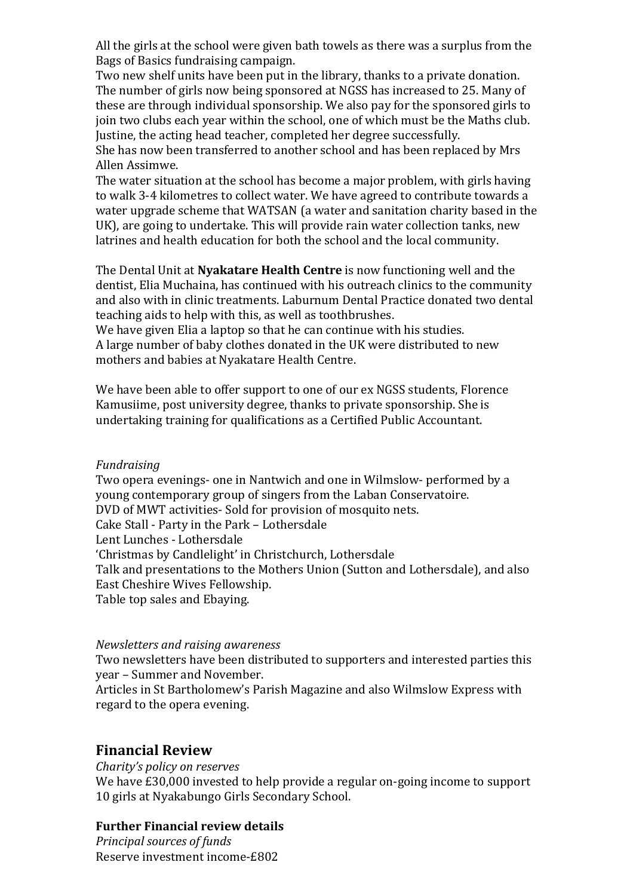All the girls at the school were given bath towels as there was a surplus from the Bags of Basics fundraising campaign.

Two new shelf units have been put in the library, thanks to a private donation.

The number of girls now being sponsored at NGSS has increased to 25. Many of these are through individual sponsorship. We also pay for the sponsored girls to join two clubs each year within the school, one of which must be the Maths club.

Justine, the acting head teacher, completed her degree successfully.

She has now been transferred to another school and has been replaced by Mrs Allen Assimwe.

The water situation at the school has become a major problem, with girls having to walk 3-4 kilometres to collect water. We have agreed to contribute towards a water upgrade scheme that WATSAN (a water and sanitation charity based in the UK), are going to undertake. This will provide rain water collection tanks, new latrines and health education for both the school and the local community.

The Dental Unit at **Nyakatare Health Centre** is now functioning well and the dentist, Elia Muchaina, has continued with his outreach clinics to the community and also with in clinic treatments. Laburnum Dental Practice donated two dental teaching aids to help with this, as well as toothbrushes.

We have given Elia a laptop so that he can continue with his studies.

A large number of baby clothes donated in the UK were distributed to new mothers and babies at Nyakatare Health Centre.

We have been able to offer support to one of our ex NGSS students, Florence Kamusiime, post university degree, thanks to private sponsorship. She is undertaking training for qualifications as a Certified Public Accountant.

*Fundraising*

Two opera evenings- one in Nantwich and one in Wilmslow- performed by a young contemporary group of singers from the Laban Conservatoire.

DVD of MWT activities- Sold for provision of mosquito nets.

Cake Stall - Party in the Park – Lothersdale

Lent Lunches - Lothersdale

'Christmas by Candlelight' in Christchurch, Lothersdale

Talk and presentations to the Mothers Union (Sutton and Lothersdale), and also East Cheshire Wives Fellowship.

Table top sales and Ebaying.

*Newsletters and raising awareness*

Two newsletters have been distributed to supporters and interested parties this year – Summer and November.

Articles in St Bartholomew's Parish Magazine and also Wilmslow Express with regard to the opera evening.

## Financial Review

*Charity's policy on reserves*

We have £30,000 invested to help provide a regular on-going income to support 10 girls at Nyakabungo Girls Secondary School.

### Further Financial review details

*Principal sources of funds*

Reserve investment income-£802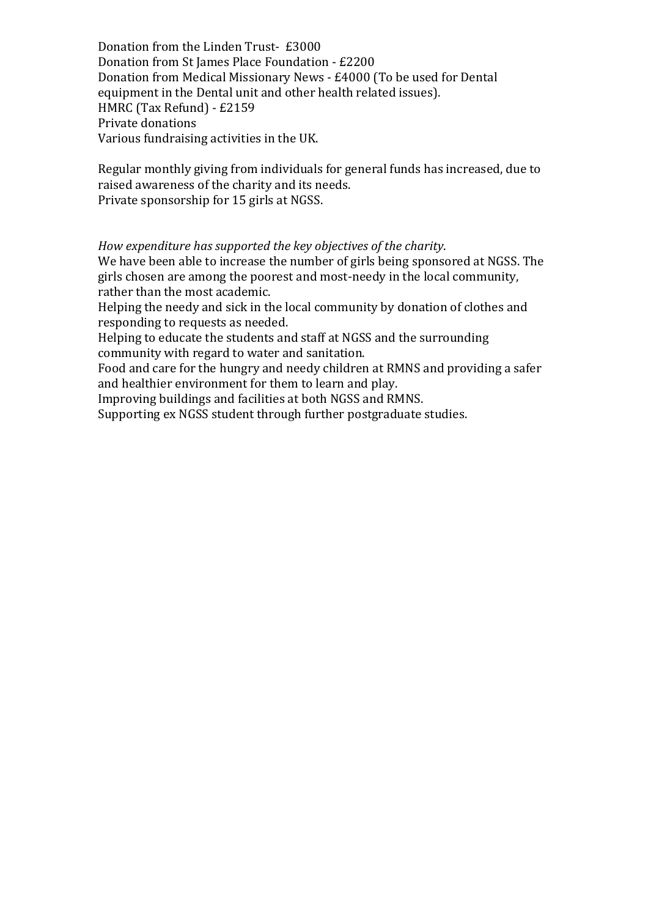Donation from the Linden Trust- £3000
Donation from St James Place Foundation - £2200
Donation from Medical Missionary News - £4000 (To be used for Dental equipment in the Dental unit and other health related issues).
HMRC (Tax Refund) - £2159
Private donations
Various fundraising activities in the UK.

Regular monthly giving from individuals for general funds has increased, due to raised awareness of the charity and its needs.
Private sponsorship for 15 girls at NGSS.

*How expenditure has supported the key objectives of the charity*.
We have been able to increase the number of girls being sponsored at NGSS. The girls chosen are among the poorest and most-needy in the local community, rather than the most academic.
Helping the needy and sick in the local community by donation of clothes and responding to requests as needed.
Helping to educate the students and staff at NGSS and the surrounding community with regard to water and sanitation.
Food and care for the hungry and needy children at RMNS and providing a safer and healthier environment for them to learn and play.
Improving buildings and facilities at both NGSS and RMNS.
Supporting ex NGSS student through further postgraduate studies.